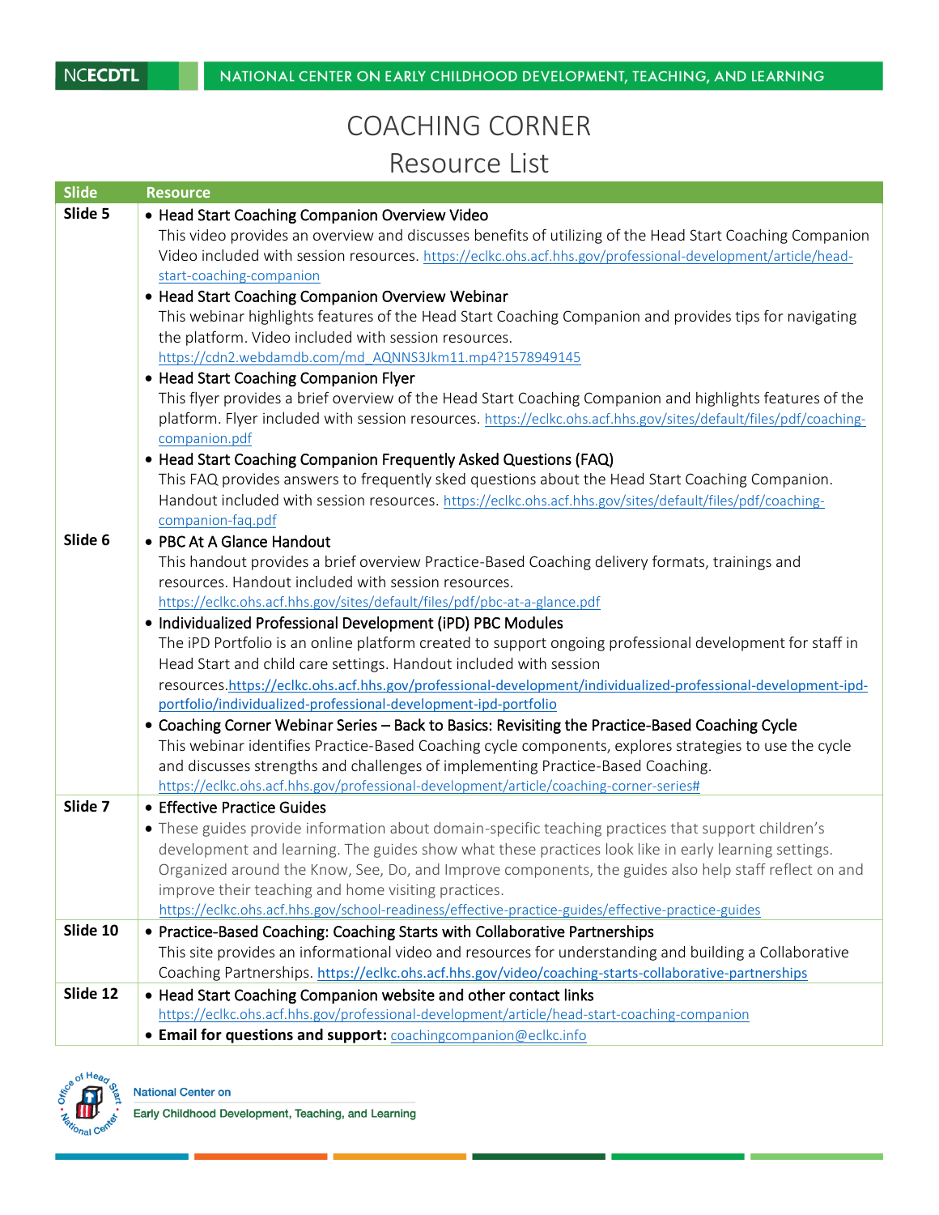# COACHING CORNER

## Resource List

| Slide | Resource |
|---|---|
| **Slide 5** | • Head Start Coaching Companion Overview Video<br>This video provides an overview and discusses benefits of utilizing of the Head Start Coaching Companion Video included with session resources. https://eclkc.ohs.acf.hhs.gov/professional-development/article/head-start-coaching-companion<br>• Head Start Coaching Companion Overview Webinar<br>This webinar highlights features of the Head Start Coaching Companion and provides tips for navigating the platform. Video included with session resources.<br>https://cdn2.webdamdb.com/md_AQNNS3Jkm11.mp4?1578949145<br>• Head Start Coaching Companion Flyer<br>This flyer provides a brief overview of the Head Start Coaching Companion and highlights features of the platform. Flyer included with session resources. https://eclkc.ohs.acf.hhs.gov/sites/default/files/pdf/coaching-companion.pdf<br>• Head Start Coaching Companion Frequently Asked Questions (FAQ)<br>This FAQ provides answers to frequently sked questions about the Head Start Coaching Companion. Handout included with session resources. https://eclkc.ohs.acf.hhs.gov/sites/default/files/pdf/coaching-companion-faq.pdf |
| **Slide 6** | • PBC At A Glance Handout<br>This handout provides a brief overview Practice-Based Coaching delivery formats, trainings and resources. Handout included with session resources.<br>https://eclkc.ohs.acf.hhs.gov/sites/default/files/pdf/pbc-at-a-glance.pdf<br>• Individualized Professional Development (iPD) PBC Modules<br>The iPD Portfolio is an online platform created to support ongoing professional development for staff in Head Start and child care settings. Handout included with session resources.https://eclkc.ohs.acf.hhs.gov/professional-development/individualized-professional-development-ipd-portfolio/individualized-professional-development-ipd-portfolio<br>• Coaching Corner Webinar Series – Back to Basics: Revisiting the Practice-Based Coaching Cycle<br>This webinar identifies Practice-Based Coaching cycle components, explores strategies to use the cycle and discusses strengths and challenges of implementing Practice-Based Coaching.<br>https://eclkc.ohs.acf.hhs.gov/professional-development/article/coaching-corner-series# |
| **Slide 7** | • Effective Practice Guides<br>• These guides provide information about domain-specific teaching practices that support children's development and learning. The guides show what these practices look like in early learning settings. Organized around the Know, See, Do, and Improve components, the guides also help staff reflect on and improve their teaching and home visiting practices.<br>https://eclkc.ohs.acf.hhs.gov/school-readiness/effective-practice-guides/effective-practice-guides |
| **Slide 10** | • Practice-Based Coaching: Coaching Starts with Collaborative Partnerships<br>This site provides an informational video and resources for understanding and building a Collaborative Coaching Partnerships. https://eclkc.ohs.acf.hhs.gov/video/coaching-starts-collaborative-partnerships |
| **Slide 12** | • Head Start Coaching Companion website and other contact links<br>https://eclkc.ohs.acf.hhs.gov/professional-development/article/head-start-coaching-companion<br>• **Email for questions and support:** coachingcompanion@eclkc.info |

National Center on Early Childhood Development, Teaching, and Learning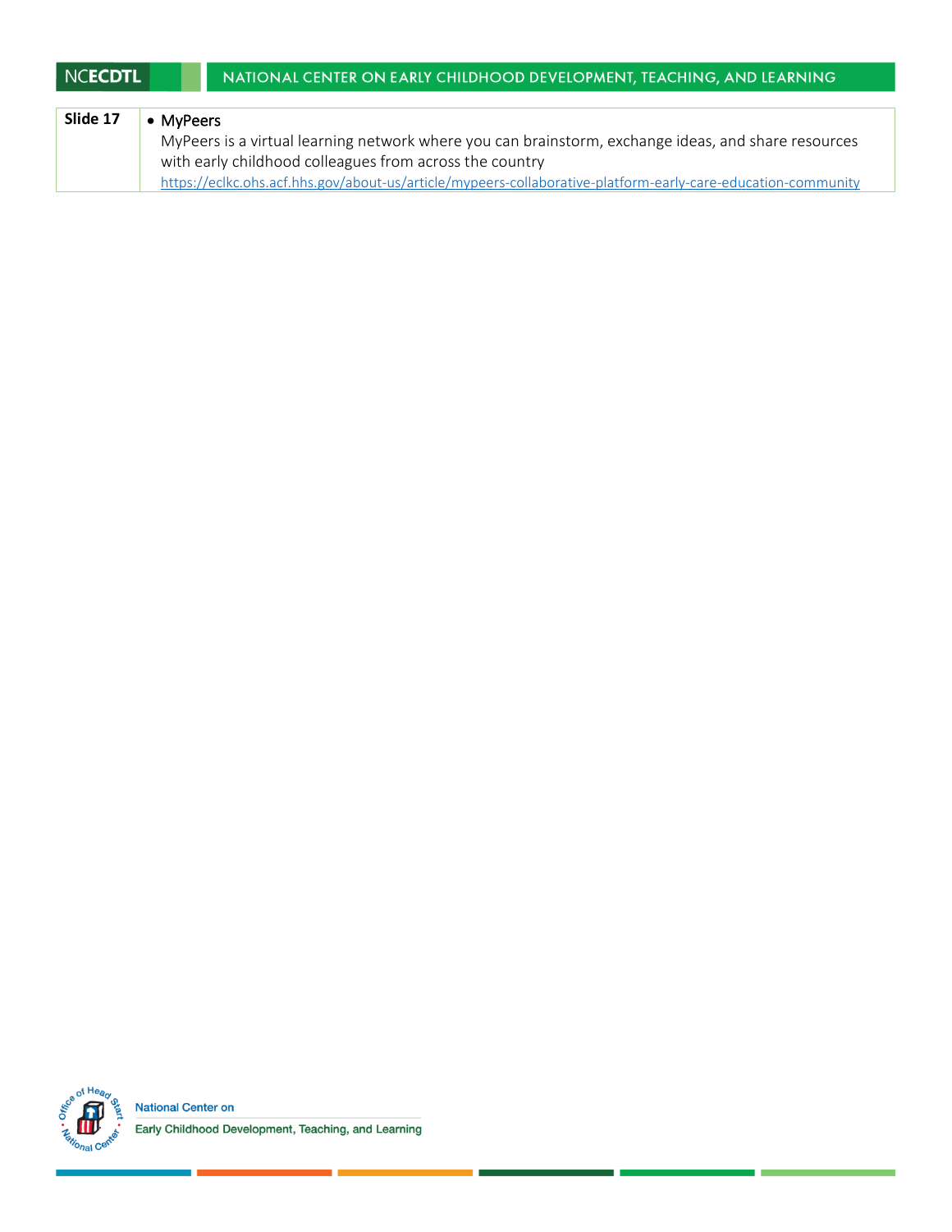| | |
|---|---|
| **Slide 17** | • MyPeers<br>MyPeers is a virtual learning network where you can brainstorm, exchange ideas, and share resources with early childhood colleagues from across the country<br>https://eclkc.ohs.acf.hhs.gov/about-us/article/mypeers-collaborative-platform-early-care-education-community |